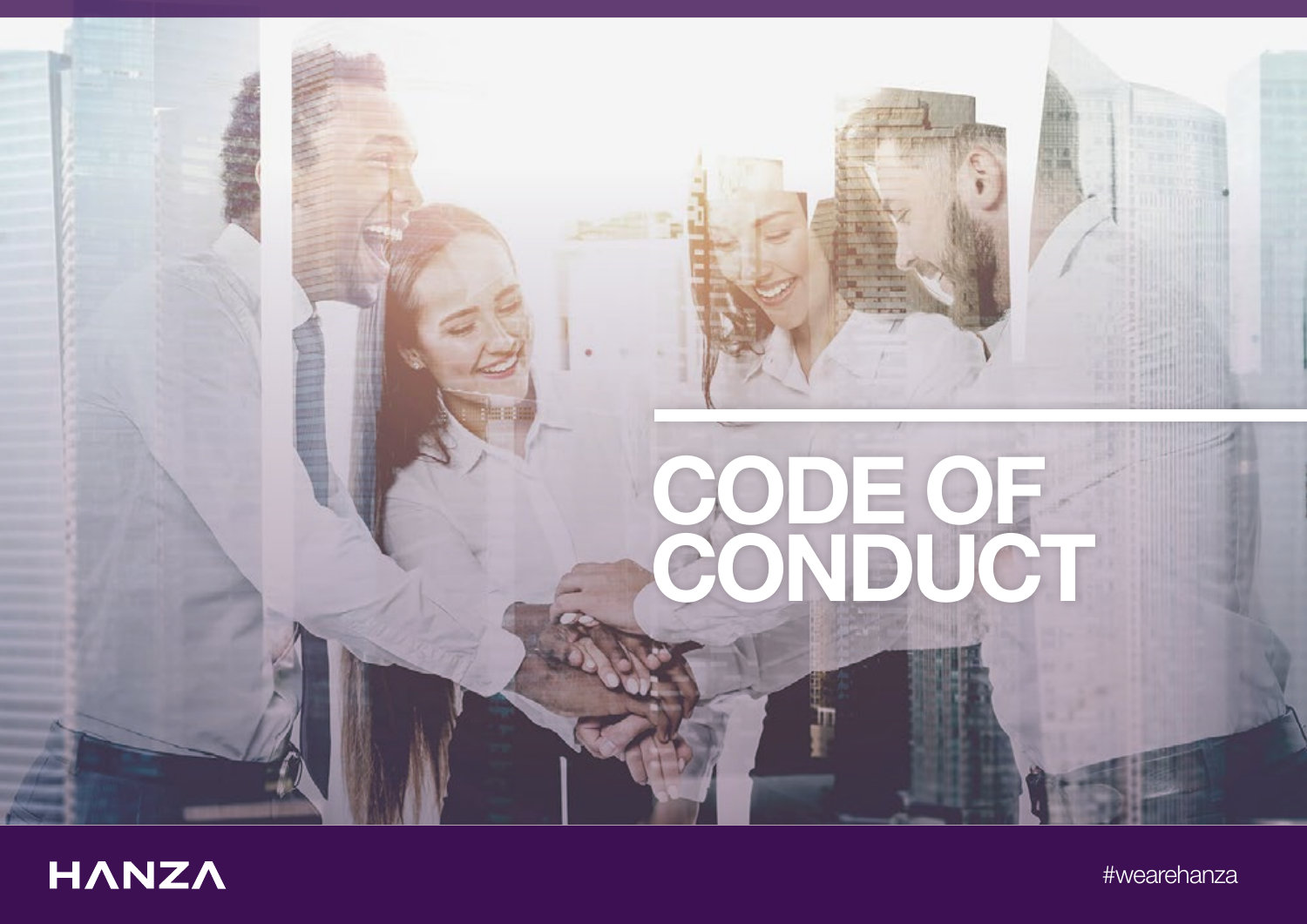# CODE OF CONDUCT

HANZA

#wearehanza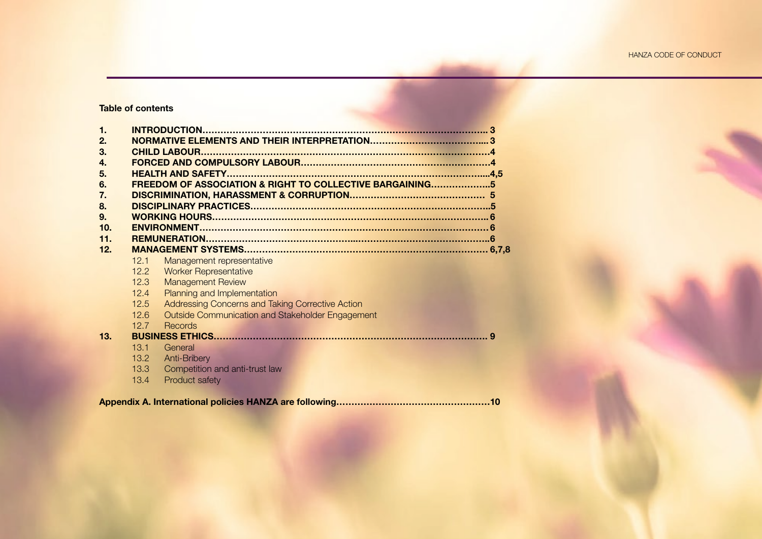## Table of contents

1. **INTRODUCTION…………………………………………………………………………………… 3**
2. **NORMATIVE ELEMENTS AND THEIR INTERPRETATION………………………………….... 3**
3. **CHILD LABOUR……………………………………………………………………………………4**
4. **FORCED AND COMPULSORY LABOUR………………………………………………………4**
5. **HEALTH AND SAFETY…………………………………………………………………………...4,5**
6. **FREEDOM OF ASSOCIATION & RIGHT TO COLLECTIVE BARGAINING………………..5**
7. **DISCRIMINATION, HARASSMENT & CORRUPTION……………………………………… 5**
8. **DISCIPLINARY PRACTICES……………………………………………………………………..5**
9. **WORKING HOURS……………………………………………………………………………… 6**
10. **ENVIRONMENT………………………………………………………………………………… 6**
11. **REMUNERATION…………………………………………………………………………………6**
12. **MANAGEMENT SYSTEMS……………………………………………………………………… 6,7,8**
    - 12.1 Management representative
    - 12.2 Worker Representative
    - 12.3 Management Review
    - 12.4 Planning and Implementation
    - 12.5 Addressing Concerns and Taking Corrective Action
    - 12.6 Outside Communication and Stakeholder Engagement
    - 12.7 Records
13. **BUSINESS ETHICS……………………………………………………………………………… 9**
    - 13.1 General
    - 13.2 Anti-Bribery
    - 13.3 Competition and anti-trust law
    - 13.4 Product safety

**Appendix A. International policies HANZA are following……………………………………………10**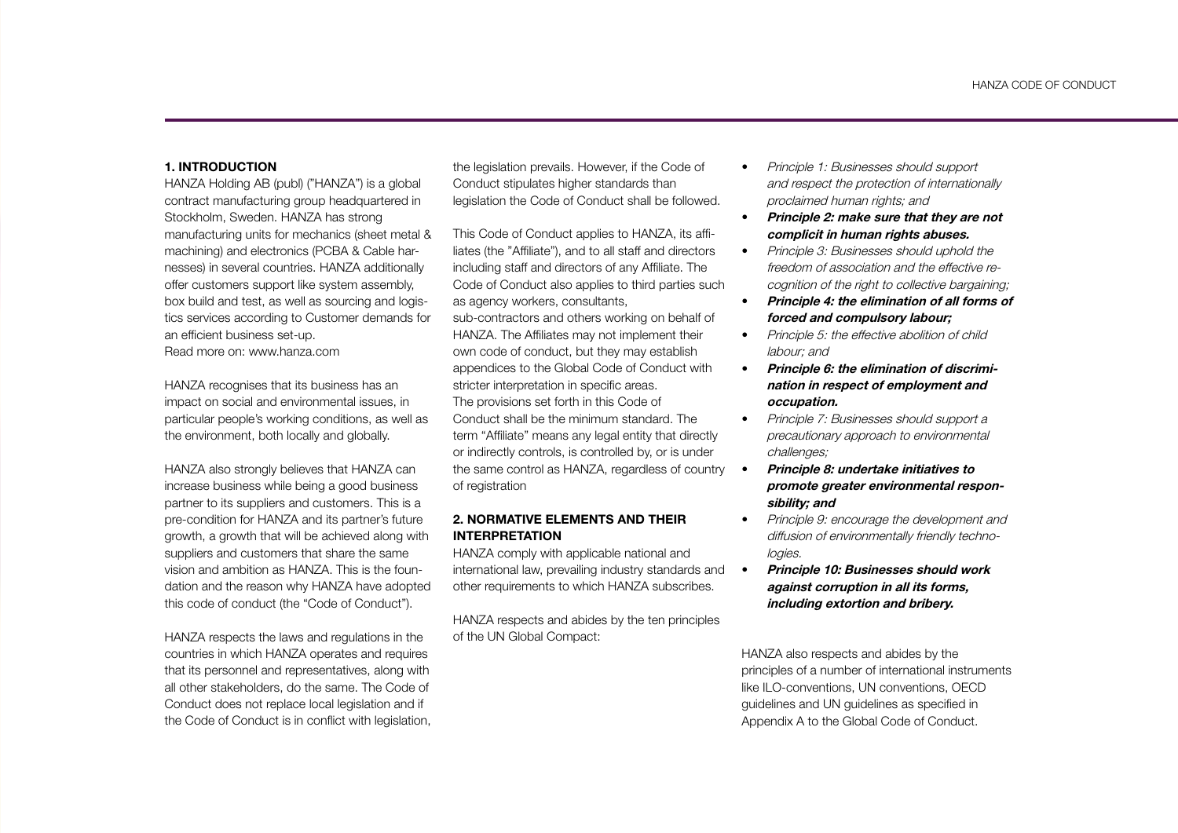## 1. INTRODUCTION

HANZA Holding AB (publ) ("HANZA") is a global contract manufacturing group headquartered in Stockholm, Sweden. HANZA has strong manufacturing units for mechanics (sheet metal & machining) and electronics (PCBA & Cable harnesses) in several countries. HANZA additionally offer customers support like system assembly, box build and test, as well as sourcing and logistics services according to Customer demands for an efficient business set-up.
Read more on: www.hanza.com

HANZA recognises that its business has an impact on social and environmental issues, in particular people's working conditions, as well as the environment, both locally and globally.

HANZA also strongly believes that HANZA can increase business while being a good business partner to its suppliers and customers. This is a pre-condition for HANZA and its partner's future growth, a growth that will be achieved along with suppliers and customers that share the same vision and ambition as HANZA. This is the foundation and the reason why HANZA have adopted this code of conduct (the "Code of Conduct").

HANZA respects the laws and regulations in the countries in which HANZA operates and requires that its personnel and representatives, along with all other stakeholders, do the same. The Code of Conduct does not replace local legislation and if the Code of Conduct is in conflict with legislation, the legislation prevails. However, if the Code of Conduct stipulates higher standards than legislation the Code of Conduct shall be followed.

This Code of Conduct applies to HANZA, its affiliates (the "Affiliate"), and to all staff and directors including staff and directors of any Affiliate. The Code of Conduct also applies to third parties such as agency workers, consultants, sub-contractors and others working on behalf of HANZA. The Affiliates may not implement their own code of conduct, but they may establish appendices to the Global Code of Conduct with stricter interpretation in specific areas. The provisions set forth in this Code of Conduct shall be the minimum standard. The term "Affiliate" means any legal entity that directly or indirectly controls, is controlled by, or is under the same control as HANZA, regardless of country of registration

## 2. NORMATIVE ELEMENTS AND THEIR INTERPRETATION

HANZA comply with applicable national and international law, prevailing industry standards and other requirements to which HANZA subscribes.

HANZA respects and abides by the ten principles of the UN Global Compact:

- *Principle 1: Businesses should support and respect the protection of internationally proclaimed human rights; and*
- ***Principle 2: make sure that they are not complicit in human rights abuses.***
- *Principle 3: Businesses should uphold the freedom of association and the effective recognition of the right to collective bargaining;*
- ***Principle 4: the elimination of all forms of forced and compulsory labour;***
- *Principle 5: the effective abolition of child labour; and*
- ***Principle 6: the elimination of discrimination in respect of employment and occupation.***
- *Principle 7: Businesses should support a precautionary approach to environmental challenges;*
- ***Principle 8: undertake initiatives to promote greater environmental responsibility; and***
- *Principle 9: encourage the development and diffusion of environmentally friendly technologies.*
- ***Principle 10: Businesses should work against corruption in all its forms, including extortion and bribery.***

HANZA also respects and abides by the principles of a number of international instruments like ILO-conventions, UN conventions, OECD guidelines and UN guidelines as specified in Appendix A to the Global Code of Conduct.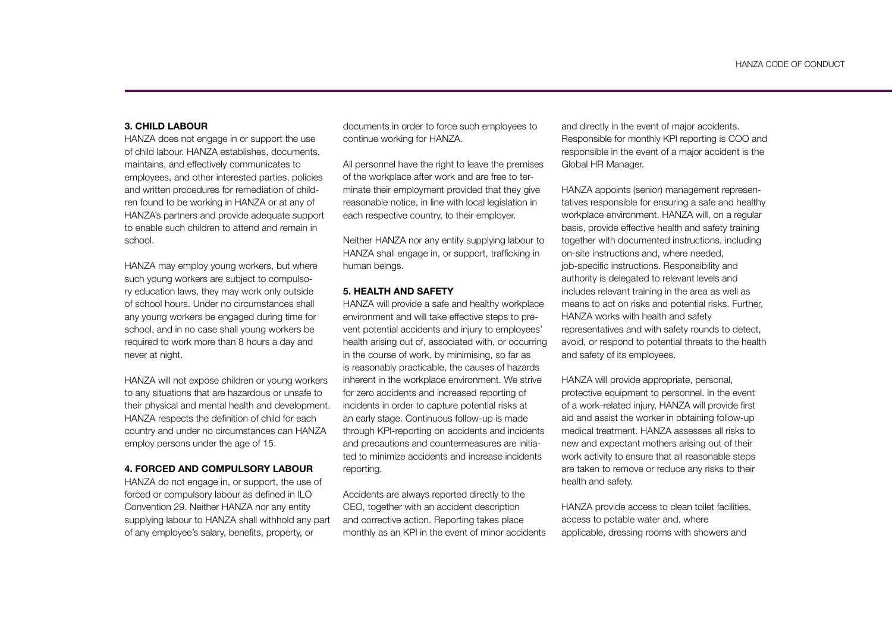### 3. CHILD LABOUR

HANZA does not engage in or support the use of child labour. HANZA establishes, documents, maintains, and effectively communicates to employees, and other interested parties, policies and written procedures for remediation of children found to be working in HANZA or at any of HANZA's partners and provide adequate support to enable such children to attend and remain in school.

HANZA may employ young workers, but where such young workers are subject to compulsory education laws, they may work only outside of school hours. Under no circumstances shall any young workers be engaged during time for school, and in no case shall young workers be required to work more than 8 hours a day and never at night.

HANZA will not expose children or young workers to any situations that are hazardous or unsafe to their physical and mental health and development. HANZA respects the definition of child for each country and under no circumstances can HANZA employ persons under the age of 15.

### 4. FORCED AND COMPULSORY LABOUR

HANZA do not engage in, or support, the use of forced or compulsory labour as defined in ILO Convention 29. Neither HANZA nor any entity supplying labour to HANZA shall withhold any part of any employee's salary, benefits, property, or documents in order to force such employees to continue working for HANZA.

All personnel have the right to leave the premises of the workplace after work and are free to terminate their employment provided that they give reasonable notice, in line with local legislation in each respective country, to their employer.

Neither HANZA nor any entity supplying labour to HANZA shall engage in, or support, trafficking in human beings.

### 5. HEALTH AND SAFETY

HANZA will provide a safe and healthy workplace environment and will take effective steps to prevent potential accidents and injury to employees' health arising out of, associated with, or occurring in the course of work, by minimising, so far as is reasonably practicable, the causes of hazards inherent in the workplace environment. We strive for zero accidents and increased reporting of incidents in order to capture potential risks at an early stage. Continuous follow-up is made through KPI-reporting on accidents and incidents and precautions and countermeasures are initiated to minimize accidents and increase incidents reporting.

Accidents are always reported directly to the CEO, together with an accident description and corrective action. Reporting takes place monthly as an KPI in the event of minor accidents and directly in the event of major accidents. Responsible for monthly KPI reporting is COO and responsible in the event of a major accident is the Global HR Manager.

HANZA appoints (senior) management representatives responsible for ensuring a safe and healthy workplace environment. HANZA will, on a regular basis, provide effective health and safety training together with documented instructions, including on-site instructions and, where needed, job-specific instructions. Responsibility and authority is delegated to relevant levels and includes relevant training in the area as well as means to act on risks and potential risks. Further, HANZA works with health and safety representatives and with safety rounds to detect, avoid, or respond to potential threats to the health and safety of its employees.

HANZA will provide appropriate, personal, protective equipment to personnel. In the event of a work-related injury, HANZA will provide first aid and assist the worker in obtaining follow-up medical treatment. HANZA assesses all risks to new and expectant mothers arising out of their work activity to ensure that all reasonable steps are taken to remove or reduce any risks to their health and safety.

HANZA provide access to clean toilet facilities, access to potable water and, where applicable, dressing rooms with showers and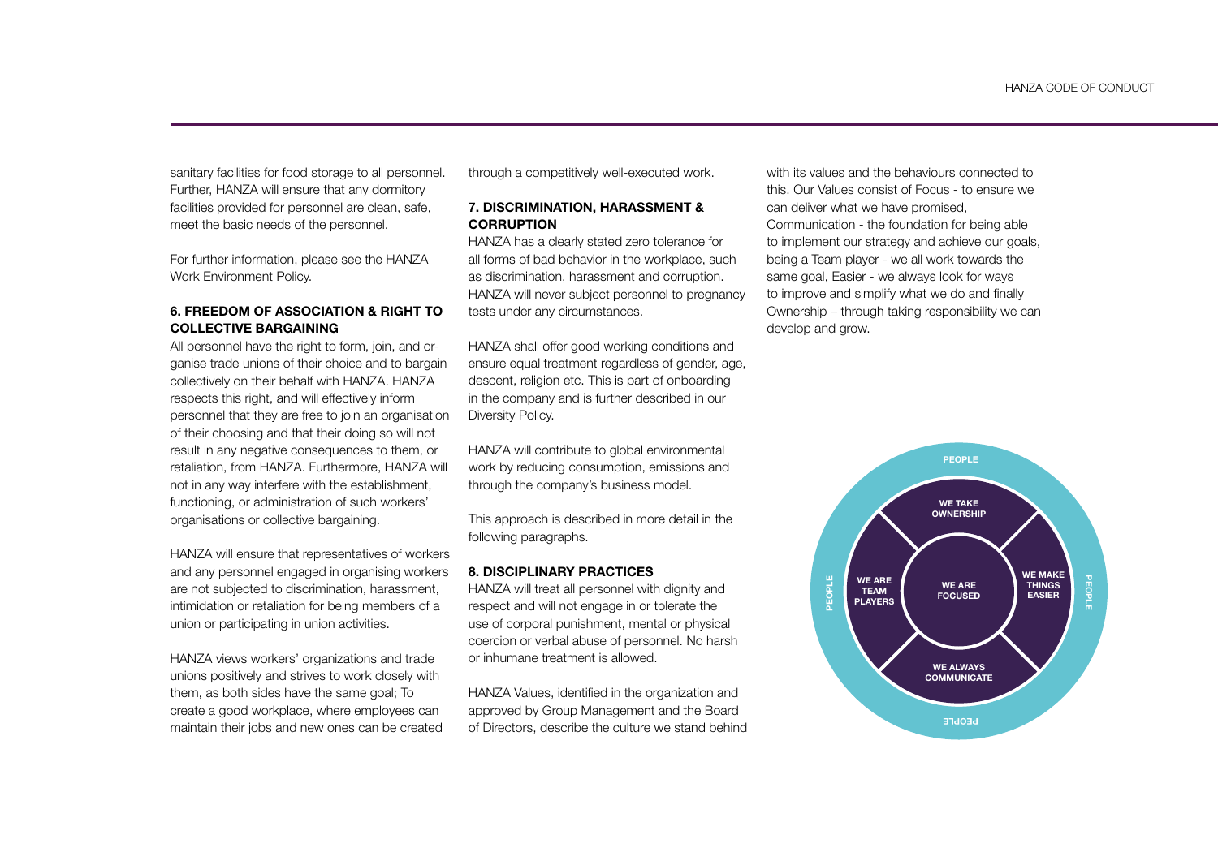sanitary facilities for food storage to all personnel. Further, HANZA will ensure that any dormitory facilities provided for personnel are clean, safe, meet the basic needs of the personnel.

For further information, please see the HANZA Work Environment Policy.

### 6. FREEDOM OF ASSOCIATION & RIGHT TO COLLECTIVE BARGAINING

All personnel have the right to form, join, and organise trade unions of their choice and to bargain collectively on their behalf with HANZA. HANZA respects this right, and will effectively inform personnel that they are free to join an organisation of their choosing and that their doing so will not result in any negative consequences to them, or retaliation, from HANZA. Furthermore, HANZA will not in any way interfere with the establishment, functioning, or administration of such workers' organisations or collective bargaining.

HANZA will ensure that representatives of workers and any personnel engaged in organising workers are not subjected to discrimination, harassment, intimidation or retaliation for being members of a union or participating in union activities.

HANZA views workers' organizations and trade unions positively and strives to work closely with them, as both sides have the same goal; To create a good workplace, where employees can maintain their jobs and new ones can be created through a competitively well-executed work.

### 7. DISCRIMINATION, HARASSMENT & CORRUPTION

HANZA has a clearly stated zero tolerance for all forms of bad behavior in the workplace, such as discrimination, harassment and corruption. HANZA will never subject personnel to pregnancy tests under any circumstances.

HANZA shall offer good working conditions and ensure equal treatment regardless of gender, age, descent, religion etc. This is part of onboarding in the company and is further described in our Diversity Policy.

HANZA will contribute to global environmental work by reducing consumption, emissions and through the company's business model.

This approach is described in more detail in the following paragraphs.

### 8. DISCIPLINARY PRACTICES

HANZA will treat all personnel with dignity and respect and will not engage in or tolerate the use of corporal punishment, mental or physical coercion or verbal abuse of personnel. No harsh or inhumane treatment is allowed.

HANZA Values, identified in the organization and approved by Group Management and the Board of Directors, describe the culture we stand behind with its values and the behaviours connected to this. Our Values consist of Focus - to ensure we can deliver what we have promised, Communication - the foundation for being able to implement our strategy and achieve our goals, being a Team player - we all work towards the same goal, Easier - we always look for ways to improve and simplify what we do and finally Ownership – through taking responsibility we can develop and grow.

PEOPLE

WE TAKE OWNERSHIP

WE ARE TEAM PLAYERS

WE ARE FOCUSED

WE MAKE THINGS EASIER

WE ALWAYS COMMUNICATE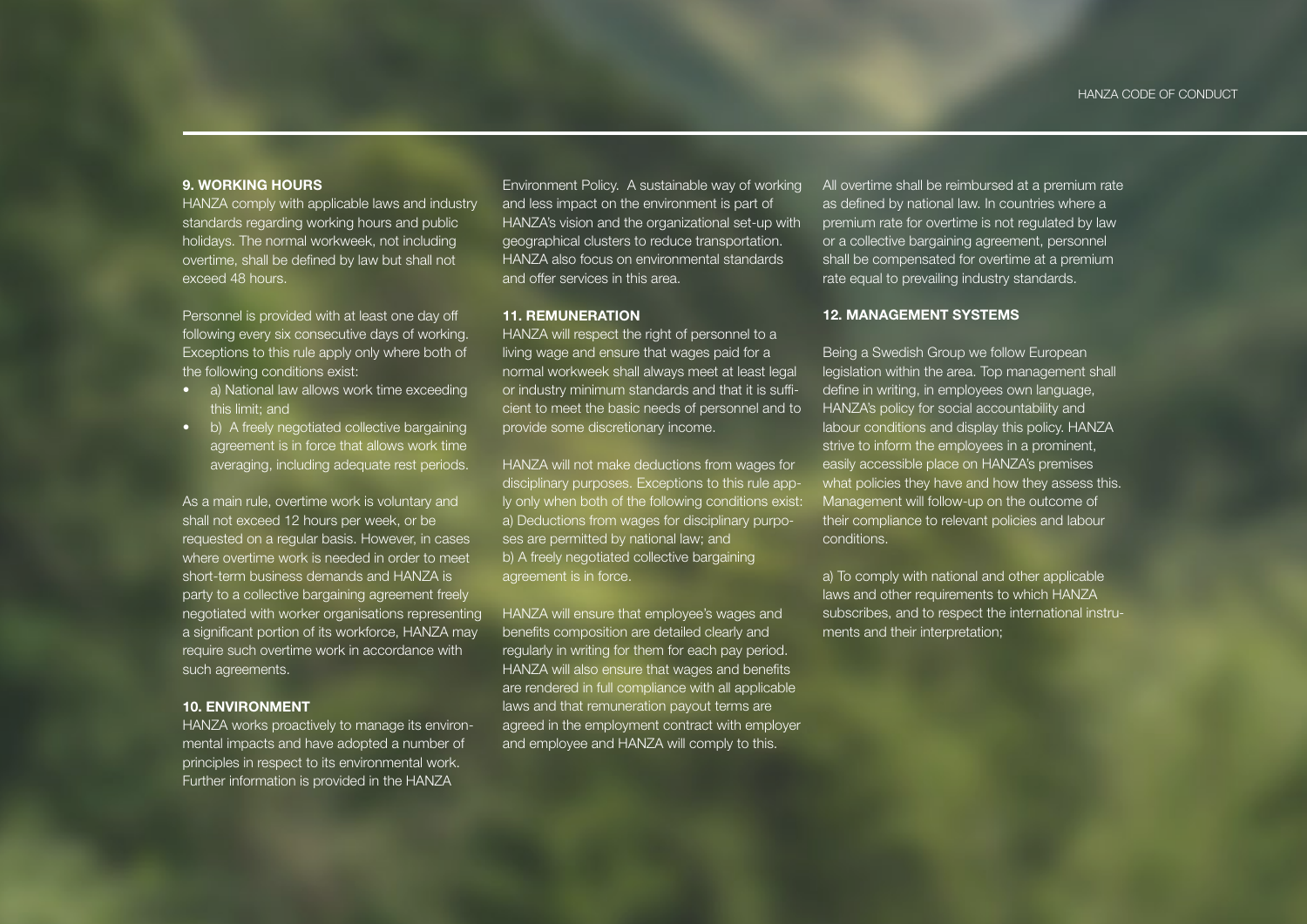## 9. WORKING HOURS

HANZA comply with applicable laws and industry standards regarding working hours and public holidays. The normal workweek, not including overtime, shall be defined by law but shall not exceed 48 hours.

Personnel is provided with at least one day off following every six consecutive days of working. Exceptions to this rule apply only where both of the following conditions exist:

- a) National law allows work time exceeding this limit; and
- b) A freely negotiated collective bargaining agreement is in force that allows work time averaging, including adequate rest periods.

As a main rule, overtime work is voluntary and shall not exceed 12 hours per week, or be requested on a regular basis. However, in cases where overtime work is needed in order to meet short-term business demands and HANZA is party to a collective bargaining agreement freely negotiated with worker organisations representing a significant portion of its workforce, HANZA may require such overtime work in accordance with such agreements.

## 10. ENVIRONMENT

HANZA works proactively to manage its environmental impacts and have adopted a number of principles in respect to its environmental work. Further information is provided in the HANZA Environment Policy. A sustainable way of working and less impact on the environment is part of HANZA's vision and the organizational set-up with geographical clusters to reduce transportation. HANZA also focus on environmental standards and offer services in this area.

## 11. REMUNERATION

HANZA will respect the right of personnel to a living wage and ensure that wages paid for a normal workweek shall always meet at least legal or industry minimum standards and that it is sufficient to meet the basic needs of personnel and to provide some discretionary income.

HANZA will not make deductions from wages for disciplinary purposes. Exceptions to this rule apply only when both of the following conditions exist:
a) Deductions from wages for disciplinary purposes are permitted by national law; and
b) A freely negotiated collective bargaining agreement is in force.

HANZA will ensure that employee's wages and benefits composition are detailed clearly and regularly in writing for them for each pay period. HANZA will also ensure that wages and benefits are rendered in full compliance with all applicable laws and that remuneration payout terms are agreed in the employment contract with employer and employee and HANZA will comply to this.

All overtime shall be reimbursed at a premium rate as defined by national law. In countries where a premium rate for overtime is not regulated by law or a collective bargaining agreement, personnel shall be compensated for overtime at a premium rate equal to prevailing industry standards.

## 12. MANAGEMENT SYSTEMS

Being a Swedish Group we follow European legislation within the area. Top management shall define in writing, in employees own language, HANZA's policy for social accountability and labour conditions and display this policy. HANZA strive to inform the employees in a prominent, easily accessible place on HANZA's premises what policies they have and how they assess this. Management will follow-up on the outcome of their compliance to relevant policies and labour conditions.

a) To comply with national and other applicable laws and other requirements to which HANZA subscribes, and to respect the international instruments and their interpretation;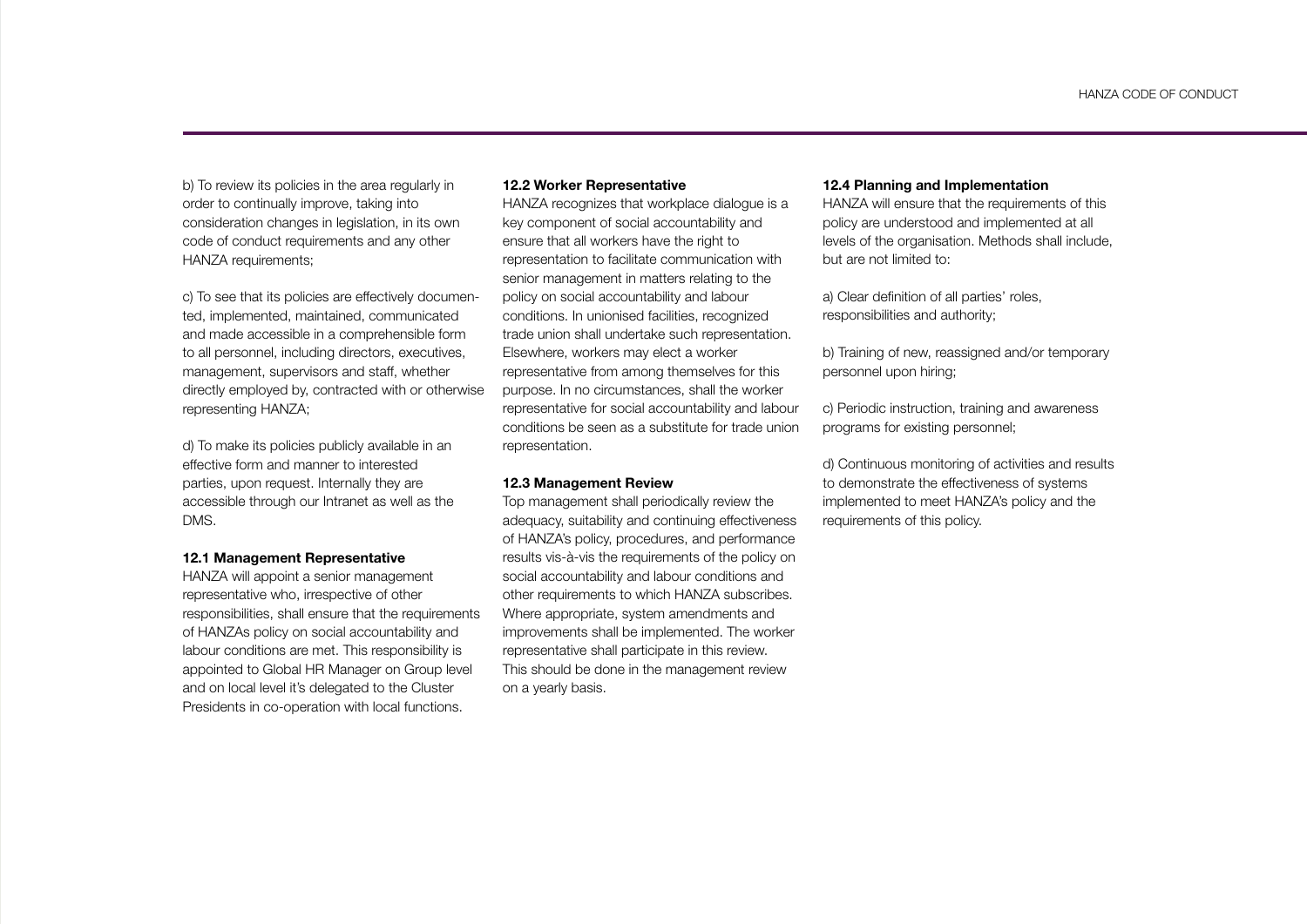b) To review its policies in the area regularly in order to continually improve, taking into consideration changes in legislation, in its own code of conduct requirements and any other HANZA requirements;

c) To see that its policies are effectively documented, implemented, maintained, communicated and made accessible in a comprehensible form to all personnel, including directors, executives, management, supervisors and staff, whether directly employed by, contracted with or otherwise representing HANZA;

d) To make its policies publicly available in an effective form and manner to interested parties, upon request. Internally they are accessible through our Intranet as well as the DMS.

### 12.1 Management Representative

HANZA will appoint a senior management representative who, irrespective of other responsibilities, shall ensure that the requirements of HANZAs policy on social accountability and labour conditions are met. This responsibility is appointed to Global HR Manager on Group level and on local level it's delegated to the Cluster Presidents in co-operation with local functions.

### 12.2 Worker Representative

HANZA recognizes that workplace dialogue is a key component of social accountability and ensure that all workers have the right to representation to facilitate communication with senior management in matters relating to the policy on social accountability and labour conditions. In unionised facilities, recognized trade union shall undertake such representation. Elsewhere, workers may elect a worker representative from among themselves for this purpose. In no circumstances, shall the worker representative for social accountability and labour conditions be seen as a substitute for trade union representation.

### 12.3 Management Review

Top management shall periodically review the adequacy, suitability and continuing effectiveness of HANZA's policy, procedures, and performance results vis-à-vis the requirements of the policy on social accountability and labour conditions and other requirements to which HANZA subscribes. Where appropriate, system amendments and improvements shall be implemented. The worker representative shall participate in this review. This should be done in the management review on a yearly basis.

### 12.4 Planning and Implementation

HANZA will ensure that the requirements of this policy are understood and implemented at all levels of the organisation. Methods shall include, but are not limited to:

a) Clear definition of all parties' roles, responsibilities and authority;

b) Training of new, reassigned and/or temporary personnel upon hiring;

c) Periodic instruction, training and awareness programs for existing personnel;

d) Continuous monitoring of activities and results to demonstrate the effectiveness of systems implemented to meet HANZA's policy and the requirements of this policy.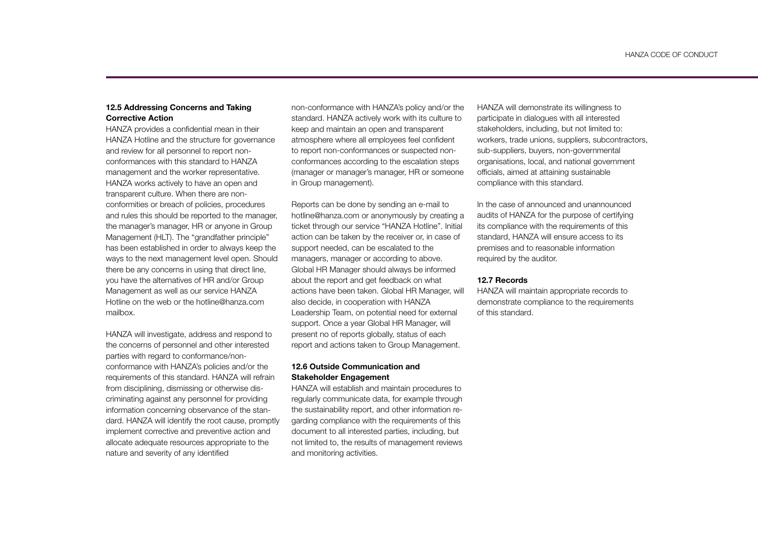### 12.5 Addressing Concerns and Taking Corrective Action

HANZA provides a confidential mean in their HANZA Hotline and the structure for governance and review for all personnel to report non-conformances with this standard to HANZA management and the worker representative. HANZA works actively to have an open and transparent culture. When there are non-conformities or breach of policies, procedures and rules this should be reported to the manager, the manager's manager, HR or anyone in Group Management (HLT). The "grandfather principle" has been established in order to always keep the ways to the next management level open. Should there be any concerns in using that direct line, you have the alternatives of HR and/or Group Management as well as our service HANZA Hotline on the web or the hotline@hanza.com mailbox.

HANZA will investigate, address and respond to the concerns of personnel and other interested parties with regard to conformance/non-conformance with HANZA's policies and/or the requirements of this standard. HANZA will refrain from disciplining, dismissing or otherwise discriminating against any personnel for providing information concerning observance of the standard. HANZA will identify the root cause, promptly implement corrective and preventive action and allocate adequate resources appropriate to the nature and severity of any identified non-conformance with HANZA's policy and/or the standard. HANZA actively work with its culture to keep and maintain an open and transparent atmosphere where all employees feel confident to report non-conformances or suspected non-conformances according to the escalation steps (manager or manager's manager, HR or someone in Group management).

Reports can be done by sending an e-mail to hotline@hanza.com or anonymously by creating a ticket through our service "HANZA Hotline". Initial action can be taken by the receiver or, in case of support needed, can be escalated to the managers, manager or according to above. Global HR Manager should always be informed about the report and get feedback on what actions have been taken. Global HR Manager, will also decide, in cooperation with HANZA Leadership Team, on potential need for external support. Once a year Global HR Manager, will present no of reports globally, status of each report and actions taken to Group Management.

### 12.6 Outside Communication and Stakeholder Engagement

HANZA will establish and maintain procedures to regularly communicate data, for example through the sustainability report, and other information regarding compliance with the requirements of this document to all interested parties, including, but not limited to, the results of management reviews and monitoring activities.

HANZA will demonstrate its willingness to participate in dialogues with all interested stakeholders, including, but not limited to: workers, trade unions, suppliers, subcontractors, sub-suppliers, buyers, non-governmental organisations, local, and national government officials, aimed at attaining sustainable compliance with this standard.

In the case of announced and unannounced audits of HANZA for the purpose of certifying its compliance with the requirements of this standard, HANZA will ensure access to its premises and to reasonable information required by the auditor.

### 12.7 Records

HANZA will maintain appropriate records to demonstrate compliance to the requirements of this standard.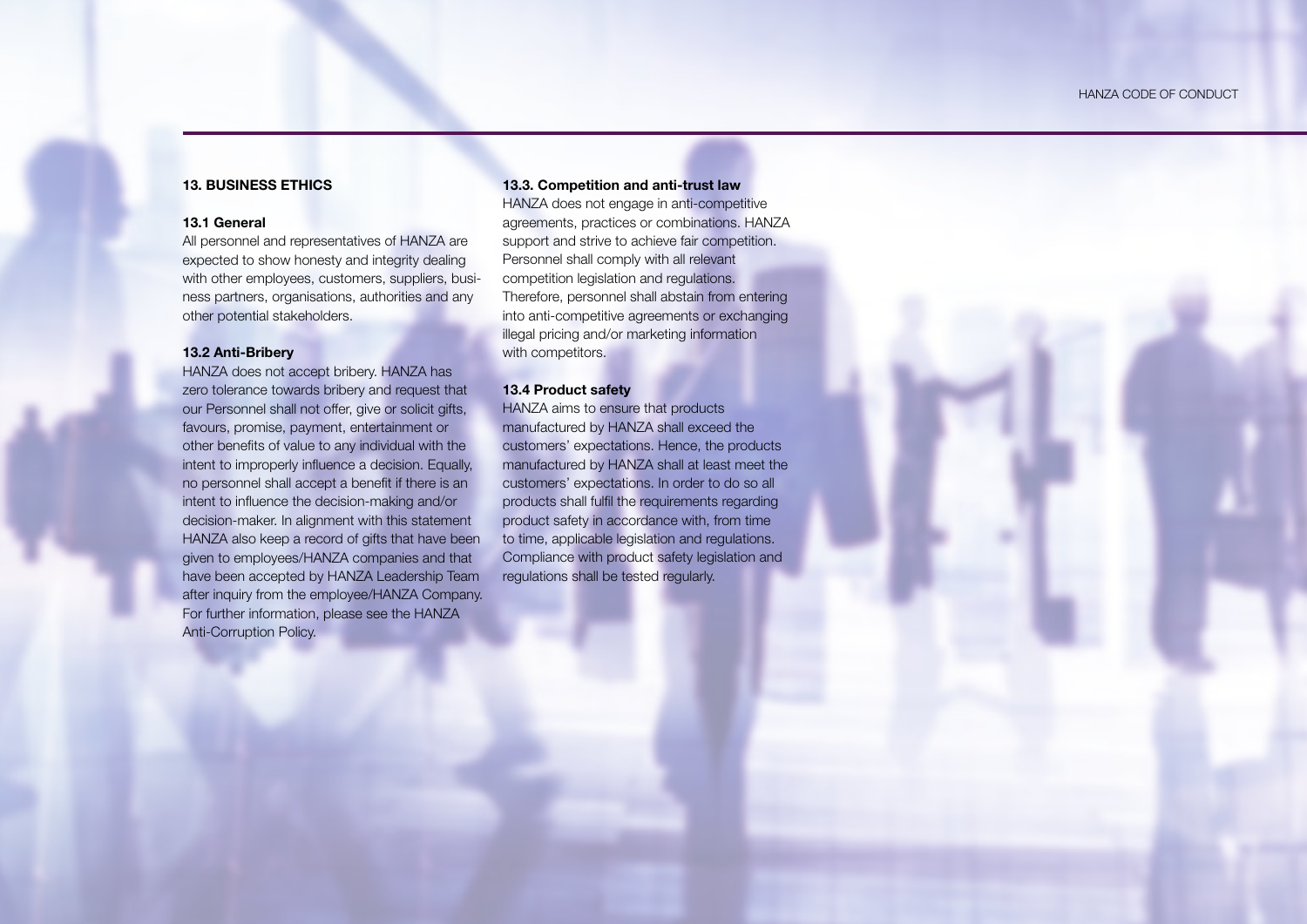## 13. BUSINESS ETHICS

### 13.1 General

All personnel and representatives of HANZA are expected to show honesty and integrity dealing with other employees, customers, suppliers, business partners, organisations, authorities and any other potential stakeholders.

### 13.2 Anti-Bribery

HANZA does not accept bribery. HANZA has zero tolerance towards bribery and request that our Personnel shall not offer, give or solicit gifts, favours, promise, payment, entertainment or other benefits of value to any individual with the intent to improperly influence a decision. Equally, no personnel shall accept a benefit if there is an intent to influence the decision-making and/or decision-maker. In alignment with this statement HANZA also keep a record of gifts that have been given to employees/HANZA companies and that have been accepted by HANZA Leadership Team after inquiry from the employee/HANZA Company. For further information, please see the HANZA Anti-Corruption Policy.

### 13.3. Competition and anti-trust law

HANZA does not engage in anti-competitive agreements, practices or combinations. HANZA support and strive to achieve fair competition. Personnel shall comply with all relevant competition legislation and regulations. Therefore, personnel shall abstain from entering into anti-competitive agreements or exchanging illegal pricing and/or marketing information with competitors.

### 13.4 Product safety

HANZA aims to ensure that products manufactured by HANZA shall exceed the customers' expectations. Hence, the products manufactured by HANZA shall at least meet the customers' expectations. In order to do so all products shall fulfil the requirements regarding product safety in accordance with, from time to time, applicable legislation and regulations. Compliance with product safety legislation and regulations shall be tested regularly.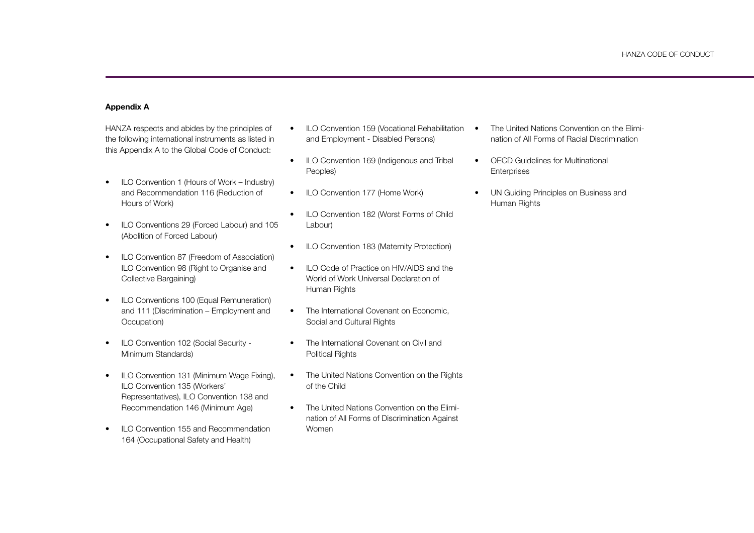**Appendix A**

HANZA respects and abides by the principles of the following international instruments as listed in this Appendix A to the Global Code of Conduct:

- ILO Convention 1 (Hours of Work – Industry) and Recommendation 116 (Reduction of Hours of Work)
- ILO Conventions 29 (Forced Labour) and 105 (Abolition of Forced Labour)
- ILO Convention 87 (Freedom of Association) ILO Convention 98 (Right to Organise and Collective Bargaining)
- ILO Conventions 100 (Equal Remuneration) and 111 (Discrimination – Employment and Occupation)
- ILO Convention 102 (Social Security - Minimum Standards)
- ILO Convention 131 (Minimum Wage Fixing), ILO Convention 135 (Workers' Representatives), ILO Convention 138 and Recommendation 146 (Minimum Age)
- ILO Convention 155 and Recommendation 164 (Occupational Safety and Health)
- ILO Convention 159 (Vocational Rehabilitation and Employment - Disabled Persons)
- ILO Convention 169 (Indigenous and Tribal Peoples)
- ILO Convention 177 (Home Work)
- ILO Convention 182 (Worst Forms of Child Labour)
- ILO Convention 183 (Maternity Protection)
- ILO Code of Practice on HIV/AIDS and the World of Work Universal Declaration of Human Rights
- The International Covenant on Economic, Social and Cultural Rights
- The International Covenant on Civil and Political Rights
- The United Nations Convention on the Rights of the Child
- The United Nations Convention on the Elimination of All Forms of Discrimination Against Women
- The United Nations Convention on the Elimination of All Forms of Racial Discrimination
- OECD Guidelines for Multinational Enterprises
- UN Guiding Principles on Business and Human Rights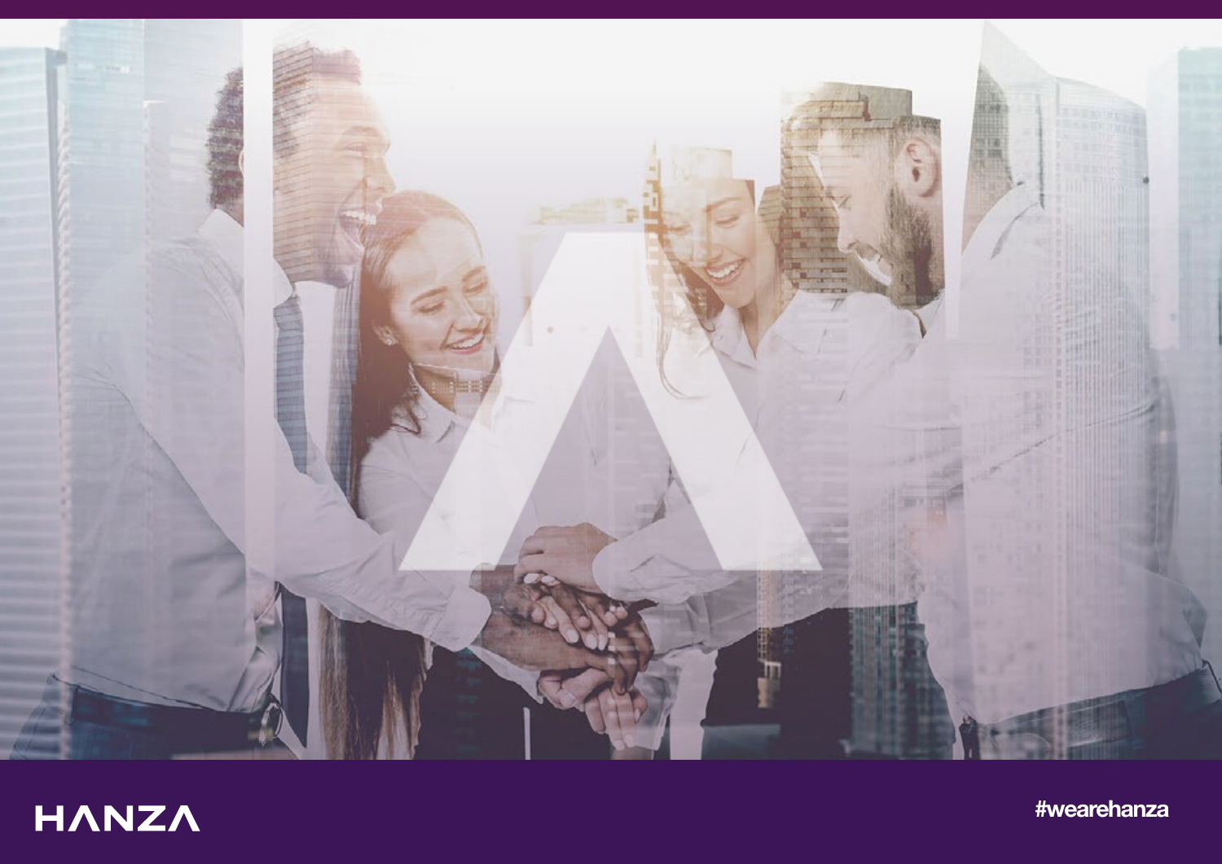HANZA

#wearehanza